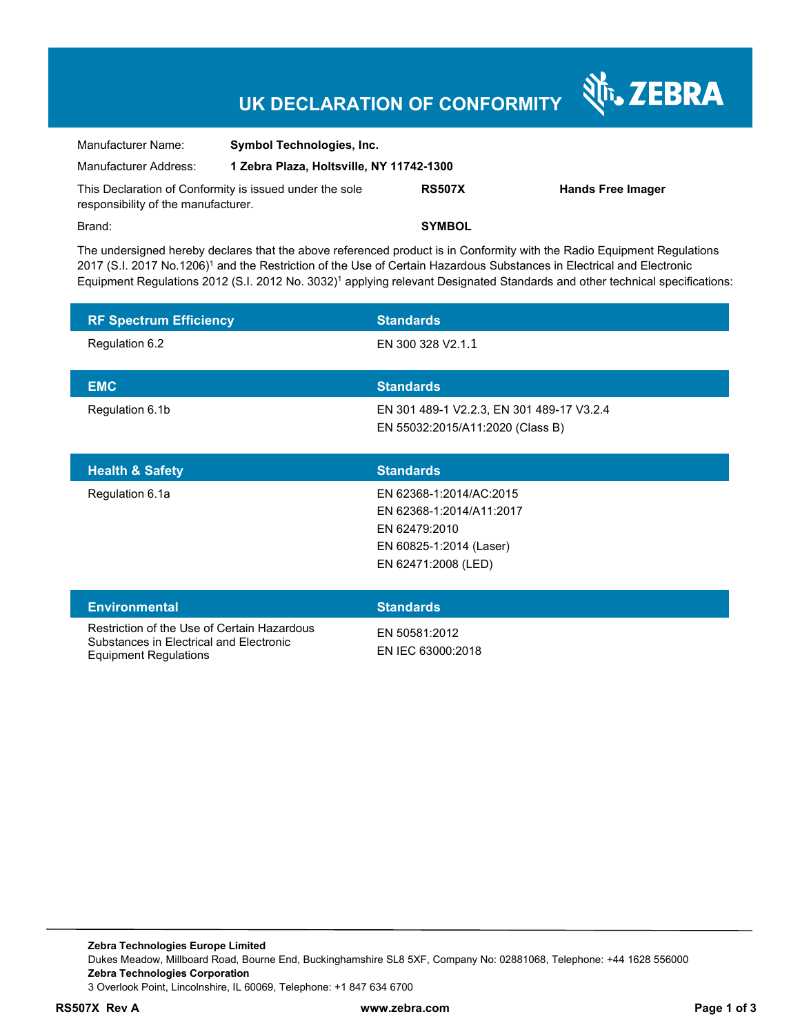# UK DECLARATION OF CONFORMITY

ZEBRA

| | | | |
|---|---|---|---|
| Manufacturer Name: | **Symbol Technologies, Inc.** | | |
| Manufacturer Address: | **1 Zebra Plaza, Holtsville, NY 11742-1300** | | |
| This Declaration of Conformity is issued under the sole responsibility of the manufacturer. | | **RS507X** | **Hands Free Imager** |
| Brand: | | **SYMBOL** | |

The undersigned hereby declares that the above referenced product is in Conformity with the Radio Equipment Regulations 2017 (S.I. 2017 No.1206)[1] and the Restriction of the Use of Certain Hazardous Substances in Electrical and Electronic Equipment Regulations 2012 (S.I. 2012 No. 3032)[1] applying relevant Designated Standards and other technical specifications:

| RF Spectrum Efficiency | Standards |
|---|---|
| Regulation 6.2 | EN 300 328 V2.1.1 |

| EMC | Standards |
|---|---|
| Regulation 6.1b | EN 301 489-1 V2.2.3, EN 301 489-17 V3.2.4<br>EN 55032:2015/A11:2020 (Class B) |

| Health & Safety | Standards |
|---|---|
| Regulation 6.1a | EN 62368-1:2014/AC:2015<br>EN 62368-1:2014/A11:2017<br>EN 62479:2010<br>EN 60825-1:2014 (Laser)<br>EN 62471:2008 (LED) |

| Environmental | Standards |
|---|---|
| Restriction of the Use of Certain Hazardous Substances in Electrical and Electronic Equipment Regulations | EN 50581:2012<br>EN IEC 63000:2018 |

**Zebra Technologies Europe Limited**
Dukes Meadow, Millboard Road, Bourne End, Buckinghamshire SL8 5XF, Company No: 02881068, Telephone: +44 1628 556000
**Zebra Technologies Corporation**
3 Overlook Point, Lincolnshire, IL 60069, Telephone: +1 847 634 6700

**RS507X Rev A** **www.zebra.com**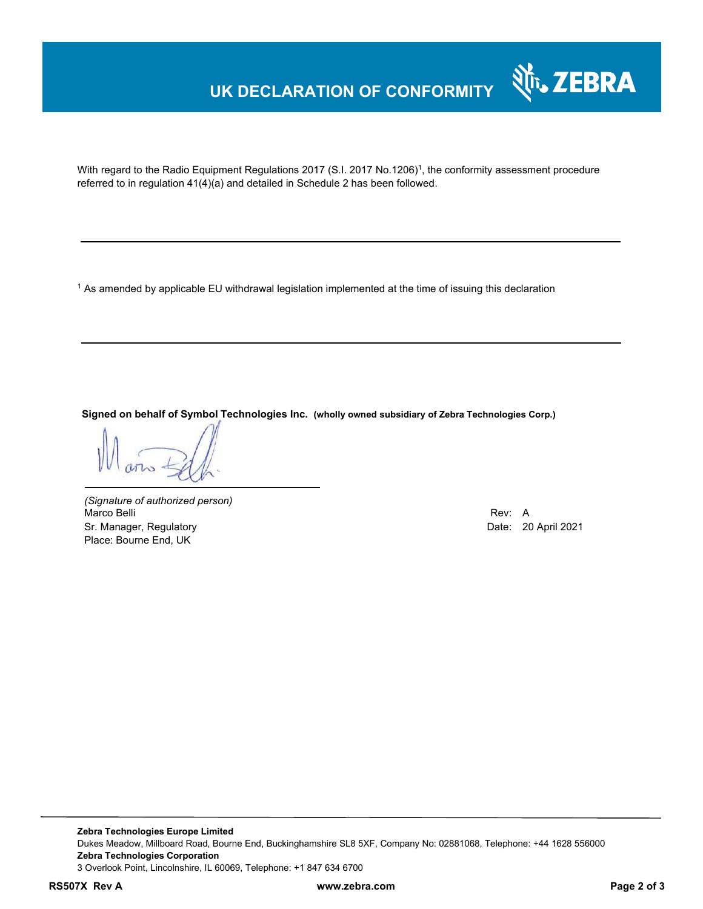# UK DECLARATION OF CONFORMITY

With regard to the Radio Equipment Regulations 2017 (S.I. 2017 No.1206)[1], the conformity assessment procedure referred to in regulation 41(4)(a) and detailed in Schedule 2 has been followed.

---

[1] As amended by applicable EU withdrawal legislation implemented at the time of issuing this declaration

---

**Signed on behalf of Symbol Technologies Inc.** **(wholly owned subsidiary of Zebra Technologies Corp.)**

*(Signature of authorized person)*
Marco Belli
Sr. Manager, Regulatory
Place: Bourne End, UK

Rev: A
Date: 20 April 2021

**Zebra Technologies Europe Limited**
Dukes Meadow, Millboard Road, Bourne End, Buckinghamshire SL8 5XF, Company No: 02881068, Telephone: +44 1628 556000
**Zebra Technologies Corporation**
3 Overlook Point, Lincolnshire, IL 60069, Telephone: +1 847 634 6700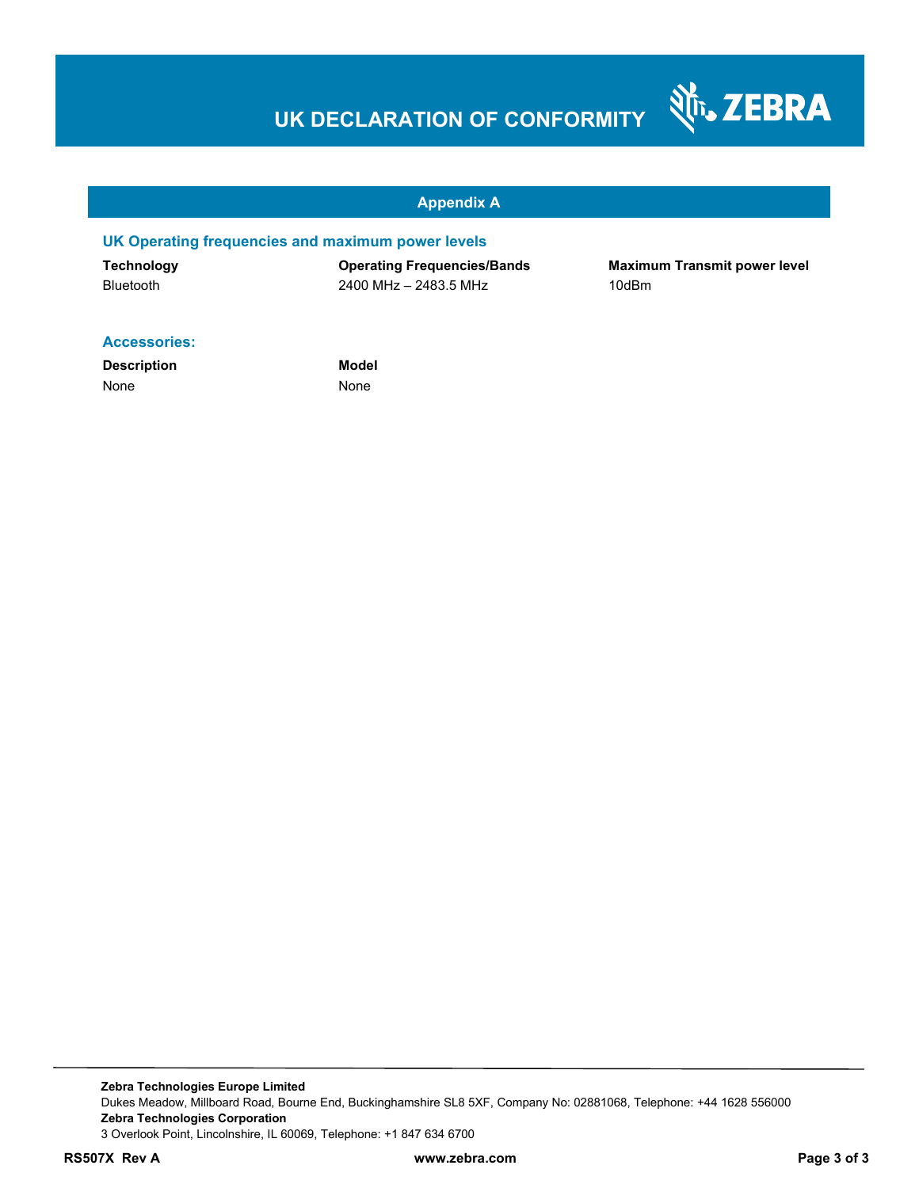# UK DECLARATION OF CONFORMITY

## Appendix A

### UK Operating frequencies and maximum power levels

| Technology | Operating Frequencies/Bands | Maximum Transmit power level |
|---|---|---|
| Bluetooth | 2400 MHz – 2483.5 MHz | 10dBm |

### Accessories:

| Description | Model |
|---|---|
| None | None |

**Zebra Technologies Europe Limited**
Dukes Meadow, Millboard Road, Bourne End, Buckinghamshire SL8 5XF, Company No: 02881068, Telephone: +44 1628 556000
**Zebra Technologies Corporation**
3 Overlook Point, Lincolnshire, IL 60069, Telephone: +1 847 634 6700

**RS507X Rev A** www.zebra.com